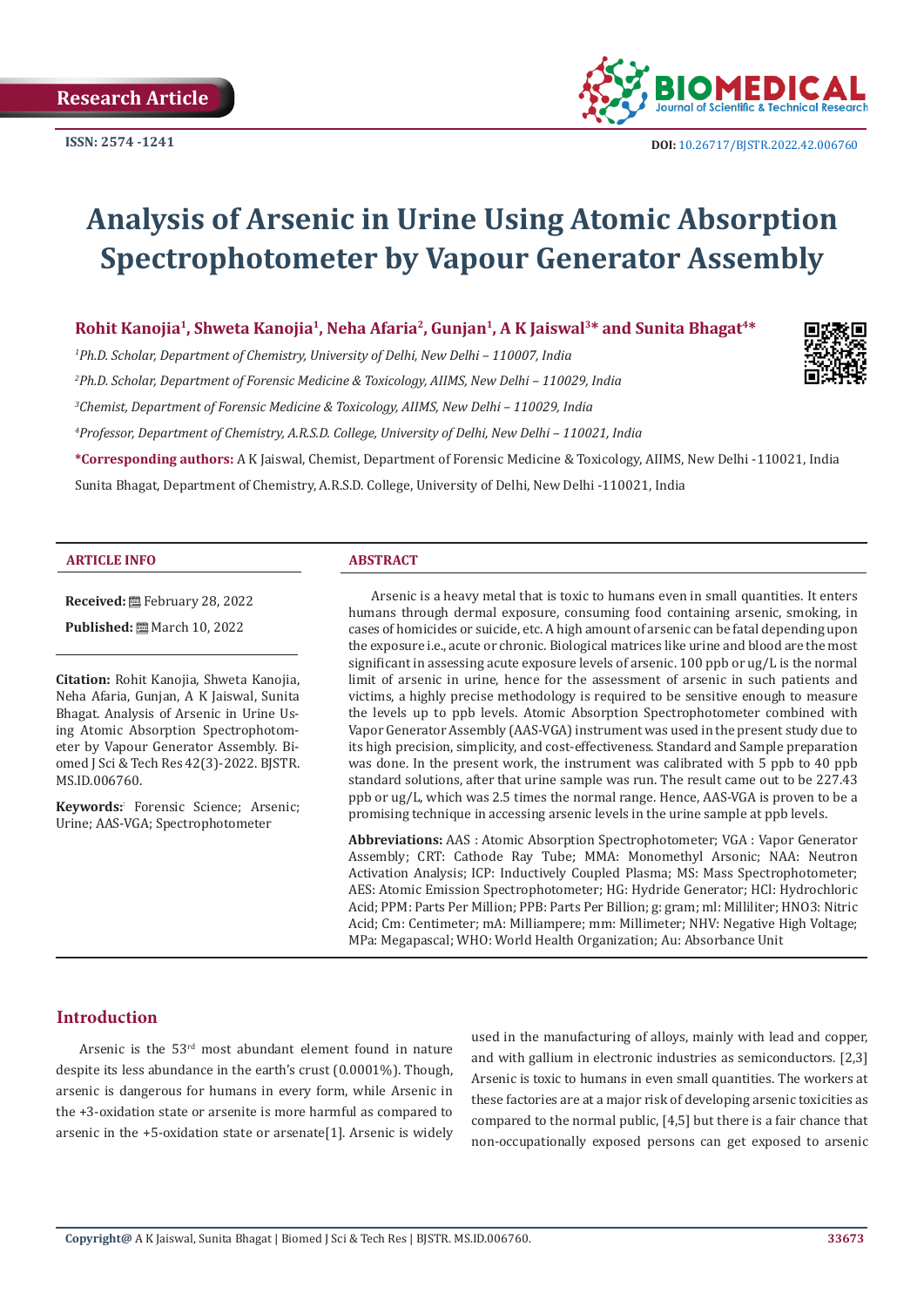Research Article

ISSN: 2574 -1241

DOI: 10.26717/BJSTR.2022.42.006760

# Analysis of Arsenic in Urine Using Atomic Absorption Spectrophotometer by Vapour Generator Assembly

**Rohit Kanojia[1], Shweta Kanojia[1], Neha Afaria[2], Gunjan[1], A K Jaiswal[3]* and Sunita Bhagat[4]***

*[1]Ph.D. Scholar, Department of Chemistry, University of Delhi, New Delhi – 110007, India*

*[2]Ph.D. Scholar, Department of Forensic Medicine & Toxicology, AIIMS, New Delhi – 110029, India*

*[3]Chemist, Department of Forensic Medicine & Toxicology, AIIMS, New Delhi – 110029, India*

*[4]Professor, Department of Chemistry, A.R.S.D. College, University of Delhi, New Delhi – 110021, India*

***Corresponding authors:** A K Jaiswal, Chemist, Department of Forensic Medicine & Toxicology, AIIMS, New Delhi -110021, India

Sunita Bhagat, Department of Chemistry, A.R.S.D. College, University of Delhi, New Delhi -110021, India

## ARTICLE INFO

**Received:** February 28, 2022

**Published:** March 10, 2022

**Citation:** Rohit Kanojia, Shweta Kanojia, Neha Afaria, Gunjan, A K Jaiswal, Sunita Bhagat. Analysis of Arsenic in Urine Using Atomic Absorption Spectrophotometer by Vapour Generator Assembly. Biomed J Sci & Tech Res 42(3)-2022. BJSTR. MS.ID.006760.

**Keywords:** Forensic Science; Arsenic; Urine; AAS-VGA; Spectrophotometer

## ABSTRACT

Arsenic is a heavy metal that is toxic to humans even in small quantities. It enters humans through dermal exposure, consuming food containing arsenic, smoking, in cases of homicides or suicide, etc. A high amount of arsenic can be fatal depending upon the exposure i.e., acute or chronic. Biological matrices like urine and blood are the most significant in assessing acute exposure levels of arsenic. 100 ppb or ug/L is the normal limit of arsenic in urine, hence for the assessment of arsenic in such patients and victims, a highly precise methodology is required to be sensitive enough to measure the levels up to ppb levels. Atomic Absorption Spectrophotometer combined with Vapor Generator Assembly (AAS-VGA) instrument was used in the present study due to its high precision, simplicity, and cost-effectiveness. Standard and Sample preparation was done. In the present work, the instrument was calibrated with 5 ppb to 40 ppb standard solutions, after that urine sample was run. The result came out to be 227.43 ppb or ug/L, which was 2.5 times the normal range. Hence, AAS-VGA is proven to be a promising technique in accessing arsenic levels in the urine sample at ppb levels.

**Abbreviations:** AAS : Atomic Absorption Spectrophotometer; VGA : Vapor Generator Assembly; CRT: Cathode Ray Tube; MMA: Monomethyl Arsonic; NAA: Neutron Activation Analysis; ICP: Inductively Coupled Plasma; MS: Mass Spectrophotometer; AES: Atomic Emission Spectrophotometer; HG: Hydride Generator; HCl: Hydrochloric Acid; PPM: Parts Per Million; PPB: Parts Per Billion; g: gram; ml: Milliliter; HNO3: Nitric Acid; Cm: Centimeter; mA: Milliampere; mm: Millimeter; NHV: Negative High Voltage; MPa: Megapascal; WHO: World Health Organization; Au: Absorbance Unit

## Introduction

Arsenic is the 53[rd] most abundant element found in nature despite its less abundance in the earth's crust (0.0001%). Though, arsenic is dangerous for humans in every form, while Arsenic in the +3-oxidation state or arsenite is more harmful as compared to arsenic in the +5-oxidation state or arsenate[1]. Arsenic is widely used in the manufacturing of alloys, mainly with lead and copper, and with gallium in electronic industries as semiconductors. [2,3] Arsenic is toxic to humans in even small quantities. The workers at these factories are at a major risk of developing arsenic toxicities as compared to the normal public, [4,5] but there is a fair chance that non-occupationally exposed persons can get exposed to arsenic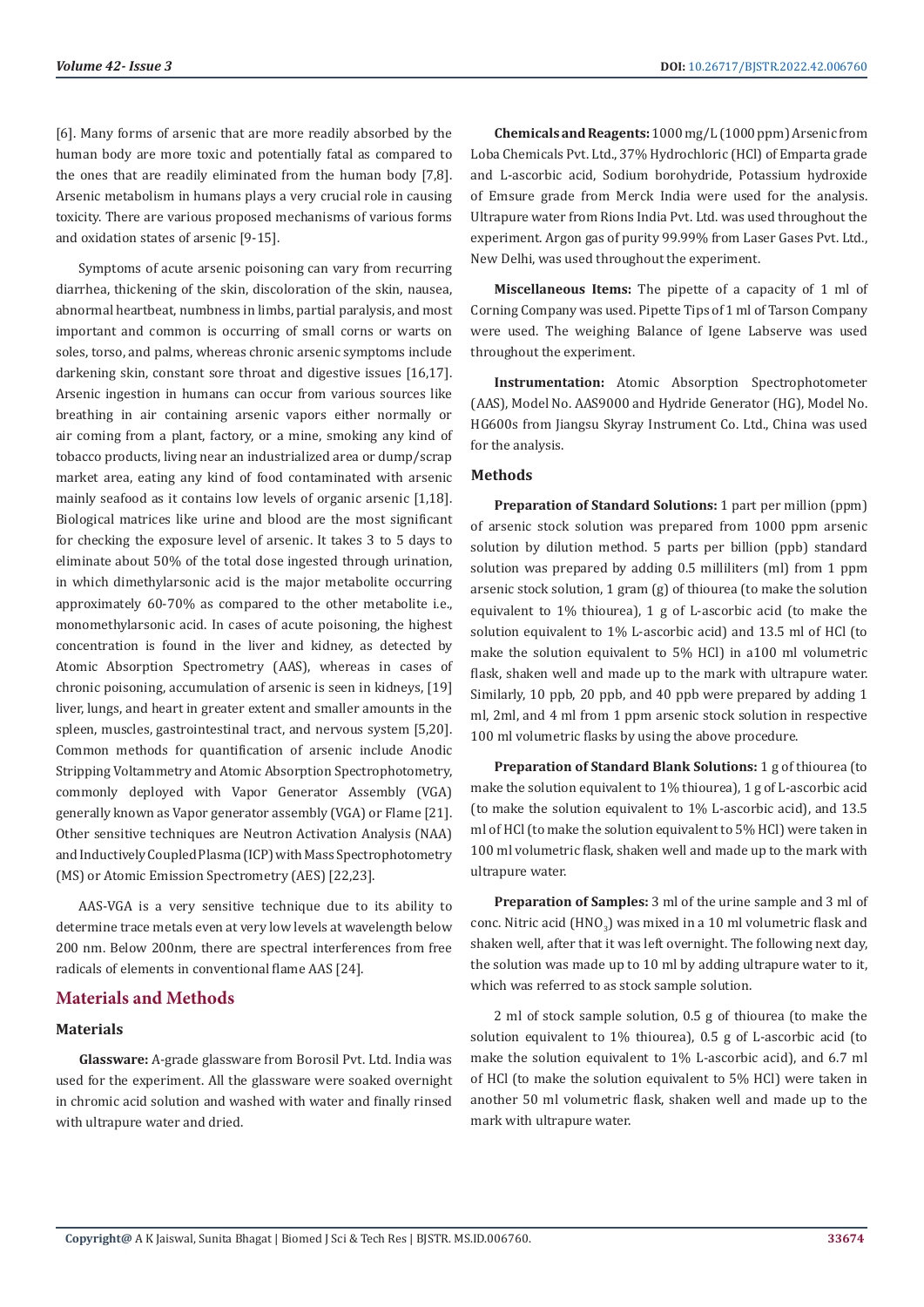[6]. Many forms of arsenic that are more readily absorbed by the human body are more toxic and potentially fatal as compared to the ones that are readily eliminated from the human body [7,8]. Arsenic metabolism in humans plays a very crucial role in causing toxicity. There are various proposed mechanisms of various forms and oxidation states of arsenic [9-15].

Symptoms of acute arsenic poisoning can vary from recurring diarrhea, thickening of the skin, discoloration of the skin, nausea, abnormal heartbeat, numbness in limbs, partial paralysis, and most important and common is occurring of small corns or warts on soles, torso, and palms, whereas chronic arsenic symptoms include darkening skin, constant sore throat and digestive issues [16,17]. Arsenic ingestion in humans can occur from various sources like breathing in air containing arsenic vapors either normally or air coming from a plant, factory, or a mine, smoking any kind of tobacco products, living near an industrialized area or dump/scrap market area, eating any kind of food contaminated with arsenic mainly seafood as it contains low levels of organic arsenic [1,18]. Biological matrices like urine and blood are the most significant for checking the exposure level of arsenic. It takes 3 to 5 days to eliminate about 50% of the total dose ingested through urination, in which dimethylarsonic acid is the major metabolite occurring approximately 60-70% as compared to the other metabolite i.e., monomethylarsonic acid. In cases of acute poisoning, the highest concentration is found in the liver and kidney, as detected by Atomic Absorption Spectrometry (AAS), whereas in cases of chronic poisoning, accumulation of arsenic is seen in kidneys, [19] liver, lungs, and heart in greater extent and smaller amounts in the spleen, muscles, gastrointestinal tract, and nervous system [5,20]. Common methods for quantification of arsenic include Anodic Stripping Voltammetry and Atomic Absorption Spectrophotometry, commonly deployed with Vapor Generator Assembly (VGA) generally known as Vapor generator assembly (VGA) or Flame [21]. Other sensitive techniques are Neutron Activation Analysis (NAA) and Inductively Coupled Plasma (ICP) with Mass Spectrophotometry (MS) or Atomic Emission Spectrometry (AES) [22,23].

AAS-VGA is a very sensitive technique due to its ability to determine trace metals even at very low levels at wavelength below 200 nm. Below 200nm, there are spectral interferences from free radicals of elements in conventional flame AAS [24].

## Materials and Methods

### Materials

**Glassware:** A-grade glassware from Borosil Pvt. Ltd. India was used for the experiment. All the glassware were soaked overnight in chromic acid solution and washed with water and finally rinsed with ultrapure water and dried.

**Chemicals and Reagents:** 1000 mg/L (1000 ppm) Arsenic from Loba Chemicals Pvt. Ltd., 37% Hydrochloric (HCl) of Emparta grade and L-ascorbic acid, Sodium borohydride, Potassium hydroxide of Emsure grade from Merck India were used for the analysis. Ultrapure water from Rions India Pvt. Ltd. was used throughout the experiment. Argon gas of purity 99.99% from Laser Gases Pvt. Ltd., New Delhi, was used throughout the experiment.

**Miscellaneous Items:** The pipette of a capacity of 1 ml of Corning Company was used. Pipette Tips of 1 ml of Tarson Company were used. The weighing Balance of Igene Labserve was used throughout the experiment.

**Instrumentation:** Atomic Absorption Spectrophotometer (AAS), Model No. AAS9000 and Hydride Generator (HG), Model No. HG600s from Jiangsu Skyray Instrument Co. Ltd., China was used for the analysis.

### Methods

**Preparation of Standard Solutions:** 1 part per million (ppm) of arsenic stock solution was prepared from 1000 ppm arsenic solution by dilution method. 5 parts per billion (ppb) standard solution was prepared by adding 0.5 milliliters (ml) from 1 ppm arsenic stock solution, 1 gram (g) of thiourea (to make the solution equivalent to 1% thiourea), 1 g of L-ascorbic acid (to make the solution equivalent to 1% L-ascorbic acid) and 13.5 ml of HCl (to make the solution equivalent to 5% HCl) in a100 ml volumetric flask, shaken well and made up to the mark with ultrapure water. Similarly, 10 ppb, 20 ppb, and 40 ppb were prepared by adding 1 ml, 2ml, and 4 ml from 1 ppm arsenic stock solution in respective 100 ml volumetric flasks by using the above procedure.

**Preparation of Standard Blank Solutions:** 1 g of thiourea (to make the solution equivalent to 1% thiourea), 1 g of L-ascorbic acid (to make the solution equivalent to 1% L-ascorbic acid), and 13.5 ml of HCl (to make the solution equivalent to 5% HCl) were taken in 100 ml volumetric flask, shaken well and made up to the mark with ultrapure water.

**Preparation of Samples:** 3 ml of the urine sample and 3 ml of conc. Nitric acid ($HNO_3$) was mixed in a 10 ml volumetric flask and shaken well, after that it was left overnight. The following next day, the solution was made up to 10 ml by adding ultrapure water to it, which was referred to as stock sample solution.

2 ml of stock sample solution, 0.5 g of thiourea (to make the solution equivalent to 1% thiourea), 0.5 g of L-ascorbic acid (to make the solution equivalent to 1% L-ascorbic acid), and 6.7 ml of HCl (to make the solution equivalent to 5% HCl) were taken in another 50 ml volumetric flask, shaken well and made up to the mark with ultrapure water.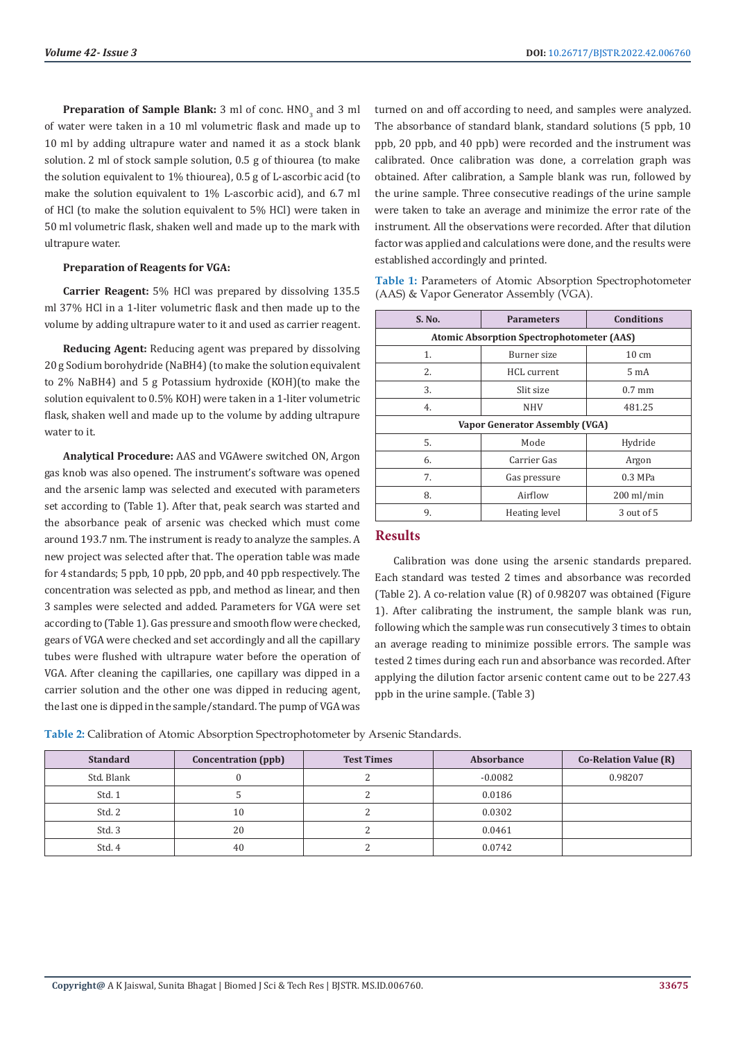**Preparation of Sample Blank:** 3 ml of conc. $HNO_3$ and 3 ml of water were taken in a 10 ml volumetric flask and made up to 10 ml by adding ultrapure water and named it as a stock blank solution. 2 ml of stock sample solution, 0.5 g of thiourea (to make the solution equivalent to 1% thiourea), 0.5 g of L-ascorbic acid (to make the solution equivalent to 1% L-ascorbic acid), and 6.7 ml of HCl (to make the solution equivalent to 5% HCl) were taken in 50 ml volumetric flask, shaken well and made up to the mark with ultrapure water.

**Preparation of Reagents for VGA:**

**Carrier Reagent:** 5% HCl was prepared by dissolving 135.5 ml 37% HCl in a 1-liter volumetric flask and then made up to the volume by adding ultrapure water to it and used as carrier reagent.

**Reducing Agent:** Reducing agent was prepared by dissolving 20 g Sodium borohydride (NaBH4) (to make the solution equivalent to 2% NaBH4) and 5 g Potassium hydroxide (KOH)(to make the solution equivalent to 0.5% KOH) were taken in a 1-liter volumetric flask, shaken well and made up to the volume by adding ultrapure water to it.

**Analytical Procedure:** AAS and VGAwere switched ON, Argon gas knob was also opened. The instrument's software was opened and the arsenic lamp was selected and executed with parameters set according to (Table 1). After that, peak search was started and the absorbance peak of arsenic was checked which must come around 193.7 nm. The instrument is ready to analyze the samples. A new project was selected after that. The operation table was made for 4 standards; 5 ppb, 10 ppb, 20 ppb, and 40 ppb respectively. The concentration was selected as ppb, and method as linear, and then 3 samples were selected and added. Parameters for VGA were set according to (Table 1). Gas pressure and smooth flow were checked, gears of VGA were checked and set accordingly and all the capillary tubes were flushed with ultrapure water before the operation of VGA. After cleaning the capillaries, one capillary was dipped in a carrier solution and the other one was dipped in reducing agent, the last one is dipped in the sample/standard. The pump of VGA was turned on and off according to need, and samples were analyzed. The absorbance of standard blank, standard solutions (5 ppb, 10 ppb, 20 ppb, and 40 ppb) were recorded and the instrument was calibrated. Once calibration was done, a correlation graph was obtained. After calibration, a Sample blank was run, followed by the urine sample. Three consecutive readings of the urine sample were taken to take an average and minimize the error rate of the instrument. All the observations were recorded. After that dilution factor was applied and calculations were done, and the results were established accordingly and printed.

**Table 1:** Parameters of Atomic Absorption Spectrophotometer (AAS) & Vapor Generator Assembly (VGA).

| S. No. | Parameters | Conditions |
|---|---|---|
| **Atomic Absorption Spectrophotometer (AAS)** | | |
| 1. | Burner size | 10 cm |
| 2. | HCL current | 5 mA |
| 3. | Slit size | 0.7 mm |
| 4. | NHV | 481.25 |
| **Vapor Generator Assembly (VGA)** | | |
| 5. | Mode | Hydride |
| 6. | Carrier Gas | Argon |
| 7. | Gas pressure | 0.3 MPa |
| 8. | Airflow | 200 ml/min |
| 9. | Heating level | 3 out of 5 |

## Results

Calibration was done using the arsenic standards prepared. Each standard was tested 2 times and absorbance was recorded (Table 2). A co-relation value (R) of 0.98207 was obtained (Figure 1). After calibrating the instrument, the sample blank was run, following which the sample was run consecutively 3 times to obtain an average reading to minimize possible errors. The sample was tested 2 times during each run and absorbance was recorded. After applying the dilution factor arsenic content came out to be 227.43 ppb in the urine sample. (Table 3)

**Table 2:** Calibration of Atomic Absorption Spectrophotometer by Arsenic Standards.

| Standard | Concentration (ppb) | Test Times | Absorbance | Co-Relation Value (R) |
|---|---|---|---|---|
| Std. Blank | 0 | 2 | -0.0082 | 0.98207 |
| Std. 1 | 5 | 2 | 0.0186 | |
| Std. 2 | 10 | 2 | 0.0302 | |
| Std. 3 | 20 | 2 | 0.0461 | |
| Std. 4 | 40 | 2 | 0.0742 | |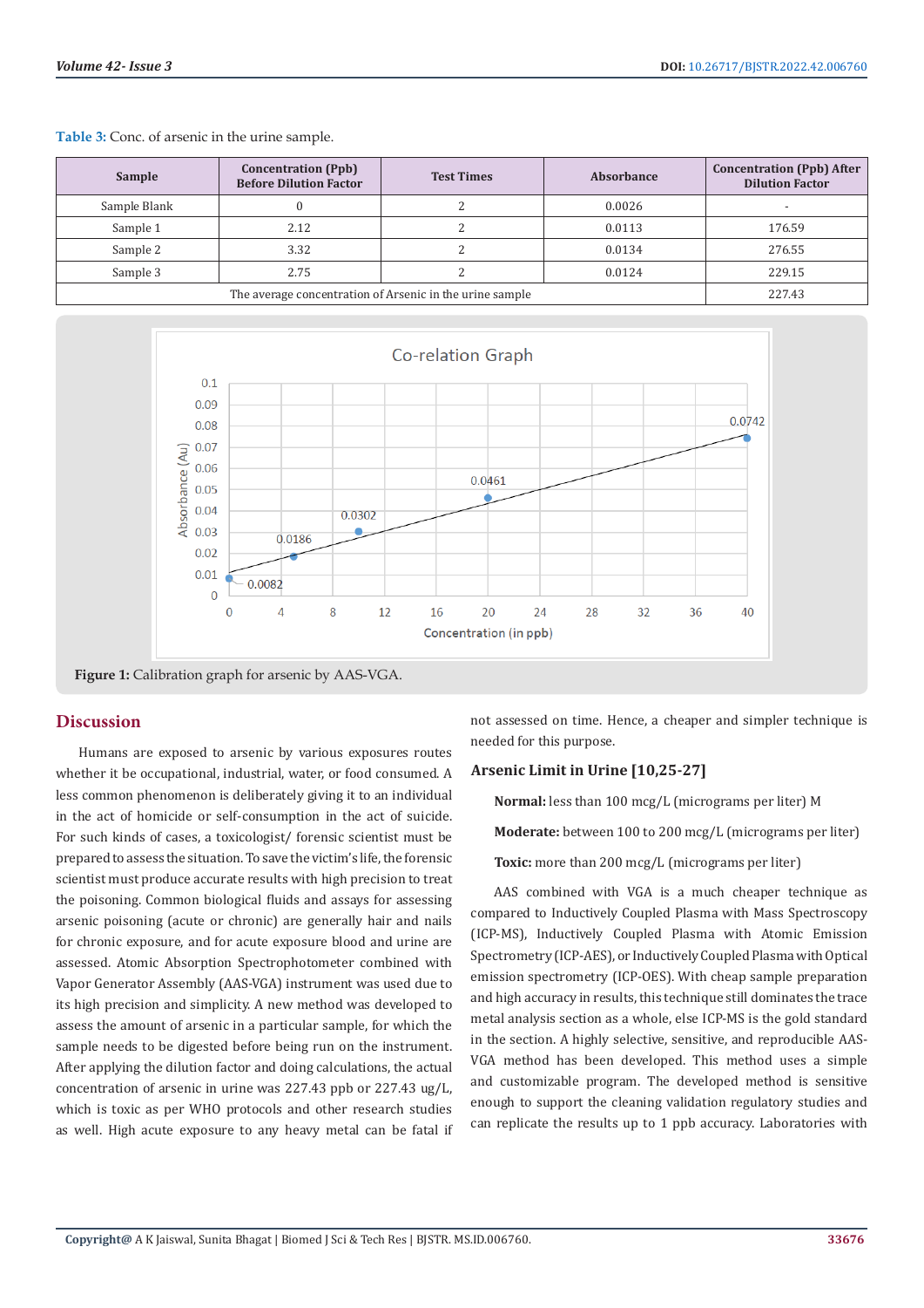**Table 3:** Conc. of arsenic in the urine sample.

| Sample | Concentration (Ppb) Before Dilution Factor | Test Times | Absorbance | Concentration (Ppb) After Dilution Factor |
|---|---|---|---|---|
| Sample Blank | 0 | 2 | 0.0026 | - |
| Sample 1 | 2.12 | 2 | 0.0113 | 176.59 |
| Sample 2 | 3.32 | 2 | 0.0134 | 276.55 |
| Sample 3 | 2.75 | 2 | 0.0124 | 229.15 |
| The average concentration of Arsenic in the urine sample | | | | 227.43 |

**Figure 1:** Calibration graph for arsenic by AAS-VGA.

## Discussion

Humans are exposed to arsenic by various exposures routes whether it be occupational, industrial, water, or food consumed. A less common phenomenon is deliberately giving it to an individual in the act of homicide or self-consumption in the act of suicide. For such kinds of cases, a toxicologist/ forensic scientist must be prepared to assess the situation. To save the victim's life, the forensic scientist must produce accurate results with high precision to treat the poisoning. Common biological fluids and assays for assessing arsenic poisoning (acute or chronic) are generally hair and nails for chronic exposure, and for acute exposure blood and urine are assessed. Atomic Absorption Spectrophotometer combined with Vapor Generator Assembly (AAS-VGA) instrument was used due to its high precision and simplicity. A new method was developed to assess the amount of arsenic in a particular sample, for which the sample needs to be digested before being run on the instrument. After applying the dilution factor and doing calculations, the actual concentration of arsenic in urine was 227.43 ppb or 227.43 ug/L, which is toxic as per WHO protocols and other research studies as well. High acute exposure to any heavy metal can be fatal if not assessed on time. Hence, a cheaper and simpler technique is needed for this purpose.

### Arsenic Limit in Urine [10,25-27]

**Normal:** less than 100 mcg/L (micrograms per liter) M

**Moderate:** between 100 to 200 mcg/L (micrograms per liter)

**Toxic:** more than 200 mcg/L (micrograms per liter)

AAS combined with VGA is a much cheaper technique as compared to Inductively Coupled Plasma with Mass Spectroscopy (ICP-MS), Inductively Coupled Plasma with Atomic Emission Spectrometry (ICP-AES), or Inductively Coupled Plasma with Optical emission spectrometry (ICP-OES). With cheap sample preparation and high accuracy in results, this technique still dominates the trace metal analysis section as a whole, else ICP-MS is the gold standard in the section. A highly selective, sensitive, and reproducible AAS-VGA method has been developed. This method uses a simple and customizable program. The developed method is sensitive enough to support the cleaning validation regulatory studies and can replicate the results up to 1 ppb accuracy. Laboratories with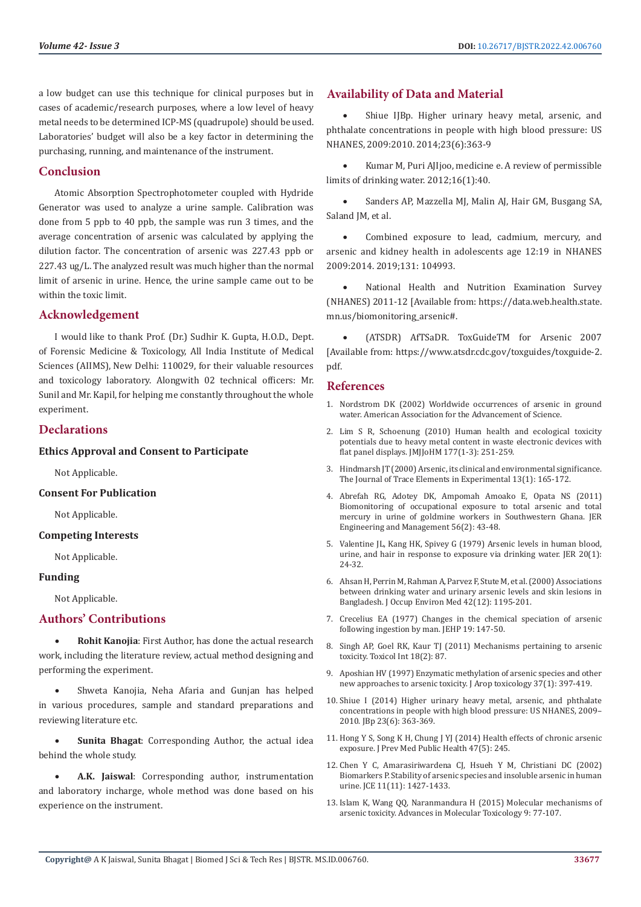a low budget can use this technique for clinical purposes but in cases of academic/research purposes, where a low level of heavy metal needs to be determined ICP-MS (quadrupole) should be used. Laboratories' budget will also be a key factor in determining the purchasing, running, and maintenance of the instrument.

## Conclusion

Atomic Absorption Spectrophotometer coupled with Hydride Generator was used to analyze a urine sample. Calibration was done from 5 ppb to 40 ppb, the sample was run 3 times, and the average concentration of arsenic was calculated by applying the dilution factor. The concentration of arsenic was 227.43 ppb or 227.43 ug/L. The analyzed result was much higher than the normal limit of arsenic in urine. Hence, the urine sample came out to be within the toxic limit.

## Acknowledgement

I would like to thank Prof. (Dr.) Sudhir K. Gupta, H.O.D., Dept. of Forensic Medicine & Toxicology, All India Institute of Medical Sciences (AIIMS), New Delhi: 110029, for their valuable resources and toxicology laboratory. Alongwith 02 technical officers: Mr. Sunil and Mr. Kapil, for helping me constantly throughout the whole experiment.

## Declarations

### Ethics Approval and Consent to Participate

Not Applicable.

### Consent For Publication

Not Applicable.

### Competing Interests

Not Applicable.

### Funding

Not Applicable.

## Authors' Contributions

- **Rohit Kanojia**: First Author, has done the actual research work, including the literature review, actual method designing and performing the experiment.
- Shweta Kanojia, Neha Afaria and Gunjan has helped in various procedures, sample and standard preparations and reviewing literature etc.
- **Sunita Bhagat**: Corresponding Author, the actual idea behind the whole study.
- **A.K. Jaiswal**: Corresponding author, instrumentation and laboratory incharge, whole method was done based on his experience on the instrument.

## Availability of Data and Material

- Shiue IJBp. Higher urinary heavy metal, arsenic, and phthalate concentrations in people with high blood pressure: US NHANES, 2009:2010. 2014;23(6):363-9
- Kumar M, Puri AJIjoo, medicine e. A review of permissible limits of drinking water. 2012;16(1):40.
- Sanders AP, Mazzella MJ, Malin AJ, Hair GM, Busgang SA, Saland JM, et al.
- Combined exposure to lead, cadmium, mercury, and arsenic and kidney health in adolescents age 12:19 in NHANES 2009:2014. 2019;131: 104993.
- National Health and Nutrition Examination Survey (NHANES) 2011-12 [Available from: https://data.web.health.state.mn.us/biomonitoring_arsenic#.
- (ATSDR) AfTSaDR. ToxGuideTM for Arsenic 2007 [Available from: https://www.atsdr.cdc.gov/toxguides/toxguide-2.pdf.

## References

1. Nordstrom DK (2002) Worldwide occurrences of arsenic in ground water. American Association for the Advancement of Science.
2. Lim S R, Schoenung (2010) Human health and ecological toxicity potentials due to heavy metal content in waste electronic devices with flat panel displays. JMJJoHM 177(1-3): 251-259.
3. Hindmarsh JT (2000) Arsenic, its clinical and environmental significance. The Journal of Trace Elements in Experimental 13(1): 165-172.
4. Abrefah RG, Adotey DK, Ampomah Amoako E, Opata NS (2011) Biomonitoring of occupational exposure to total arsenic and total mercury in urine of goldmine workers in Southwestern Ghana. JER Engineering and Management 56(2): 43-48.
5. Valentine JL, Kang HK, Spivey G (1979) Arsenic levels in human blood, urine, and hair in response to exposure via drinking water. JER 20(1): 24-32.
6. Ahsan H, Perrin M, Rahman A, Parvez F, Stute M, et al. (2000) Associations between drinking water and urinary arsenic levels and skin lesions in Bangladesh. J Occup Environ Med 42(12): 1195-201.
7. Crecelius EA (1977) Changes in the chemical speciation of arsenic following ingestion by man. JEHP 19: 147-50.
8. Singh AP, Goel RK, Kaur TJ (2011) Mechanisms pertaining to arsenic toxicity. Toxicol Int 18(2): 87.
9. Aposhian HV (1997) Enzymatic methylation of arsenic species and other new approaches to arsenic toxicity. J Arop toxicology 37(1): 397-419.
10. Shiue I (2014) Higher urinary heavy metal, arsenic, and phthalate concentrations in people with high blood pressure: US NHANES, 2009–2010. JBp 23(6): 363-369.
11. Hong Y S, Song K H, Chung J YJ (2014) Health effects of chronic arsenic exposure. J Prev Med Public Health 47(5): 245.
12. Chen Y C, Amarasiriwardena CJ, Hsueh Y M, Christiani DC (2002) Biomarkers P. Stability of arsenic species and insoluble arsenic in human urine. JCE 11(11): 1427-1433.
13. Islam K, Wang QQ, Naranmandura H (2015) Molecular mechanisms of arsenic toxicity. Advances in Molecular Toxicology 9: 77-107.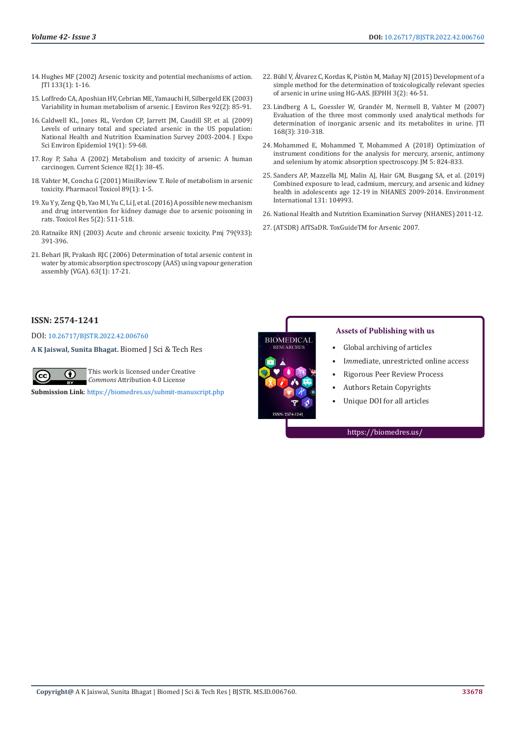14. Hughes MF (2002) Arsenic toxicity and potential mechanisms of action. JTl 133(1): 1-16.
15. Loffredo CA, Aposhian HV, Cebrian ME, Yamauchi H, Silbergeld EK (2003) Variability in human metabolism of arsenic. J Environ Res 92(2): 85-91.
16. Caldwell KL, Jones RL, Verdon CP, Jarrett JM, Caudill SP, et al. (2009) Levels of urinary total and speciated arsenic in the US population: National Health and Nutrition Examination Survey 2003-2004. J Expo Sci Environ Epidemiol 19(1): 59-68.
17. Roy P, Saha A (2002) Metabolism and toxicity of arsenic: A human carcinogen. Current Science 82(1): 38-45.
18. Vahter M, Concha G (2001) MiniReview T. Role of metabolism in arsenic toxicity. Pharmacol Toxicol 89(1): 1-5.
19. Xu Y y, Zeng Q b, Yao M l, Yu C, Li J, et al. (2016) A possible new mechanism and drug intervention for kidney damage due to arsenic poisoning in rats. Toxicol Res 5(2): 511-518.
20. Ratnaike RNJ (2003) Acute and chronic arsenic toxicity. Pmj 79(933): 391-396.
21. Behari JR, Prakash RJC (2006) Determination of total arsenic content in water by atomic absorption spectroscopy (AAS) using vapour generation assembly (VGA). 63(1): 17-21.
22. Bühl V, Álvarez C, Kordas K, Pistón M, Mañay NJ (2015) Development of a simple method for the determination of toxicologically relevant species of arsenic in urine using HG-AAS. JEPHH 3(2): 46-51.
23. Lindberg A L, Goessler W, Grandér M, Nermell B, Vahter M (2007) Evaluation of the three most commonly used analytical methods for determination of inorganic arsenic and its metabolites in urine. JTl 168(3): 310-318.
24. Mohammed E, Mohammed T, Mohammed A (2018) Optimization of instrument conditions for the analysis for mercury, arsenic, antimony and selenium by atomic absorption spectroscopy. JM 5: 824-833.
25. Sanders AP, Mazzella MJ, Malin AJ, Hair GM, Busgang SA, et al. (2019) Combined exposure to lead, cadmium, mercury, and arsenic and kidney health in adolescents age 12-19 in NHANES 2009-2014. Environment International 131: 104993.
26. National Health and Nutrition Examination Survey (NHANES) 2011-12.
27. (ATSDR) AfTSaDR. ToxGuideTM for Arsenic 2007.

**ISSN: 2574-1241**

DOI: 10.26717/BJSTR.2022.42.006760

**A K Jaiswal, Sunita Bhagat.** Biomed J Sci & Tech Res

This work is licensed under Creative *Commons* Attribution 4.0 License

**Submission Link**: https://biomedres.us/submit-manuscript.php

**Assets of Publishing with us**

- Global archiving of articles
- Immediate, unrestricted online access
- Rigorous Peer Review Process
- Authors Retain Copyrights
- Unique DOI for all articles

https://biomedres.us/